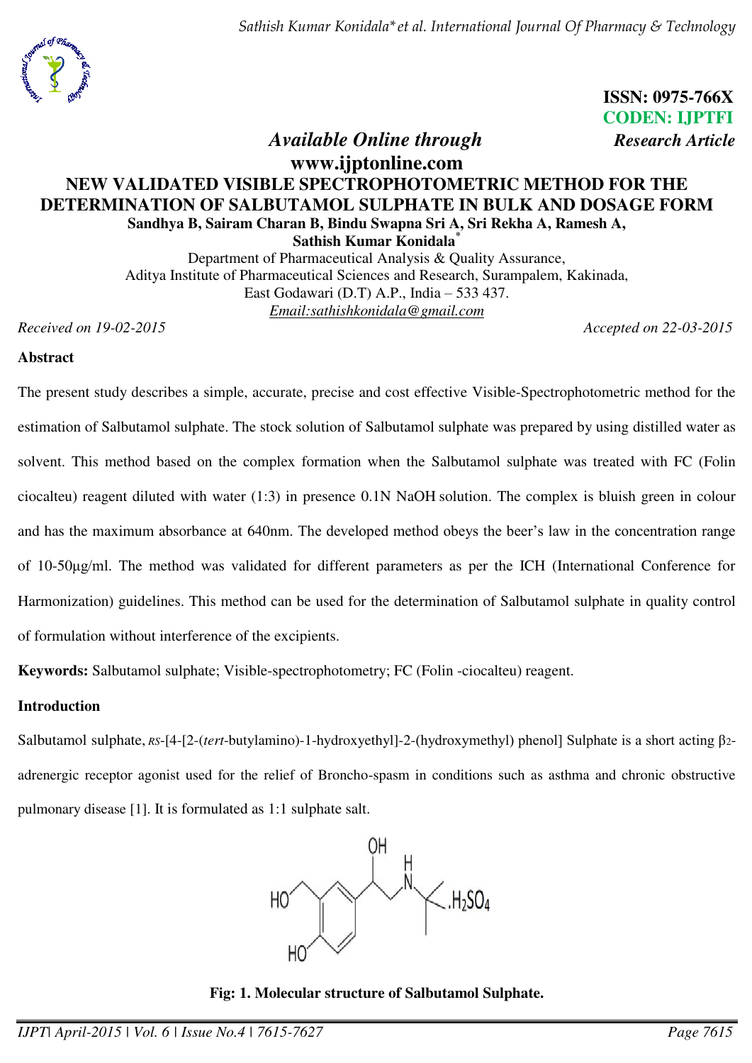ISSN: 0975-766X
CODEN: IJPTFI
*Research Article*

*Available Online through*
**www.ijptonline.com**

# NEW VALIDATED VISIBLE SPECTROPHOTOMETRIC METHOD FOR THE DETERMINATION OF SALBUTAMOL SULPHATE IN BULK AND DOSAGE FORM

**Sandhya B, Sairam Charan B, Bindu Swapna Sri A, Sri Rekha A, Ramesh A, Sathish Kumar Konidala***

Department of Pharmaceutical Analysis & Quality Assurance,
Aditya Institute of Pharmaceutical Sciences and Research, Surampalem, Kakinada,
East Godawari (D.T) A.P., India – 533 437.
Email:sathishkonidala@gmail.com

*Received on 19-02-2015* *Accepted on 22-03-2015*

## Abstract

The present study describes a simple, accurate, precise and cost effective Visible-Spectrophotometric method for the estimation of Salbutamol sulphate. The stock solution of Salbutamol sulphate was prepared by using distilled water as solvent. This method based on the complex formation when the Salbutamol sulphate was treated with FC (Folin ciocalteu) reagent diluted with water (1:3) in presence 0.1N NaOH solution. The complex is bluish green in colour and has the maximum absorbance at 640nm. The developed method obeys the beer's law in the concentration range of 10-50µg/ml. The method was validated for different parameters as per the ICH (International Conference for Harmonization) guidelines. This method can be used for the determination of Salbutamol sulphate in quality control of formulation without interference of the excipients.

**Keywords:** Salbutamol sulphate; Visible-spectrophotometry; FC (Folin -ciocalteu) reagent.

## Introduction

Salbutamol sulphate, *RS*-[4-[2-(*tert*-butylamino)-1-hydroxyethyl]-2-(hydroxymethyl) phenol] Sulphate is a short acting $\beta_2$-adrenergic receptor agonist used for the relief of Broncho-spasm in conditions such as asthma and chronic obstructive pulmonary disease [1]. It is formulated as 1:1 sulphate salt.

**Fig: 1. Molecular structure of Salbutamol Sulphate.**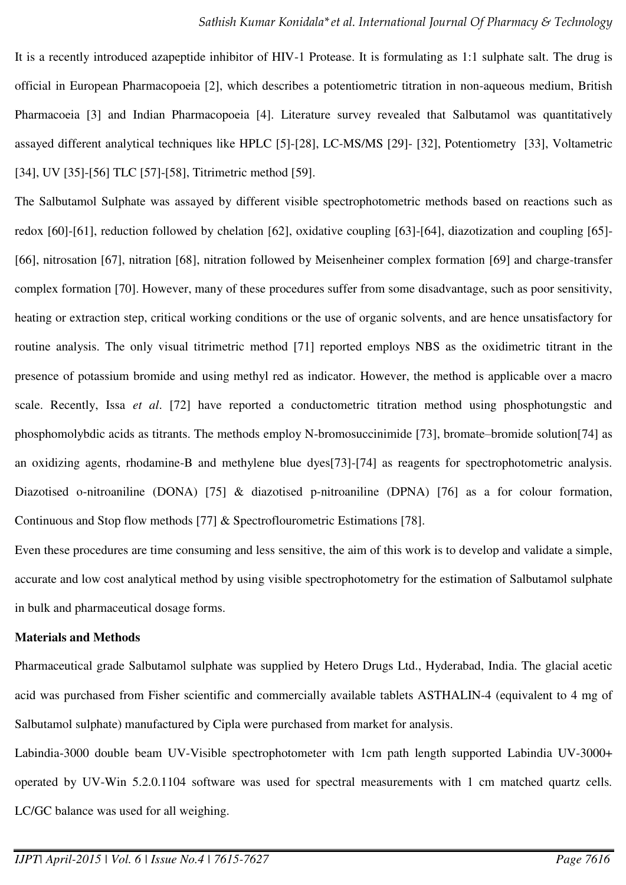It is a recently introduced azapeptide inhibitor of HIV-1 Protease. It is formulating as 1:1 sulphate salt. The drug is official in European Pharmacopoeia [2], which describes a potentiometric titration in non-aqueous medium, British Pharmacoeia [3] and Indian Pharmacopoeia [4]. Literature survey revealed that Salbutamol was quantitatively assayed different analytical techniques like HPLC [5]-[28], LC-MS/MS [29]- [32], Potentiometry [33], Voltametric [34], UV [35]-[56] TLC [57]-[58], Titrimetric method [59].

The Salbutamol Sulphate was assayed by different visible spectrophotometric methods based on reactions such as redox [60]-[61], reduction followed by chelation [62], oxidative coupling [63]-[64], diazotization and coupling [65]-[66], nitrosation [67], nitration [68], nitration followed by Meisenheiner complex formation [69] and charge-transfer complex formation [70]. However, many of these procedures suffer from some disadvantage, such as poor sensitivity, heating or extraction step, critical working conditions or the use of organic solvents, and are hence unsatisfactory for routine analysis. The only visual titrimetric method [71] reported employs NBS as the oxidimetric titrant in the presence of potassium bromide and using methyl red as indicator. However, the method is applicable over a macro scale. Recently, Issa *et al*. [72] have reported a conductometric titration method using phosphotungstic and phosphomolybdic acids as titrants. The methods employ N-bromosuccinimide [73], bromate–bromide solution[74] as an oxidizing agents, rhodamine-B and methylene blue dyes[73]-[74] as reagents for spectrophotometric analysis. Diazotised o-nitroaniline (DONA) [75] & diazotised p-nitroaniline (DPNA) [76] as a for colour formation, Continuous and Stop flow methods [77] & Spectroflourometric Estimations [78].

Even these procedures are time consuming and less sensitive, the aim of this work is to develop and validate a simple, accurate and low cost analytical method by using visible spectrophotometry for the estimation of Salbutamol sulphate in bulk and pharmaceutical dosage forms.

**Materials and Methods**

Pharmaceutical grade Salbutamol sulphate was supplied by Hetero Drugs Ltd., Hyderabad, India. The glacial acetic acid was purchased from Fisher scientific and commercially available tablets ASTHALIN-4 (equivalent to 4 mg of Salbutamol sulphate) manufactured by Cipla were purchased from market for analysis.

Labindia-3000 double beam UV-Visible spectrophotometer with 1cm path length supported Labindia UV-3000+ operated by UV-Win 5.2.0.1104 software was used for spectral measurements with 1 cm matched quartz cells. LC/GC balance was used for all weighing.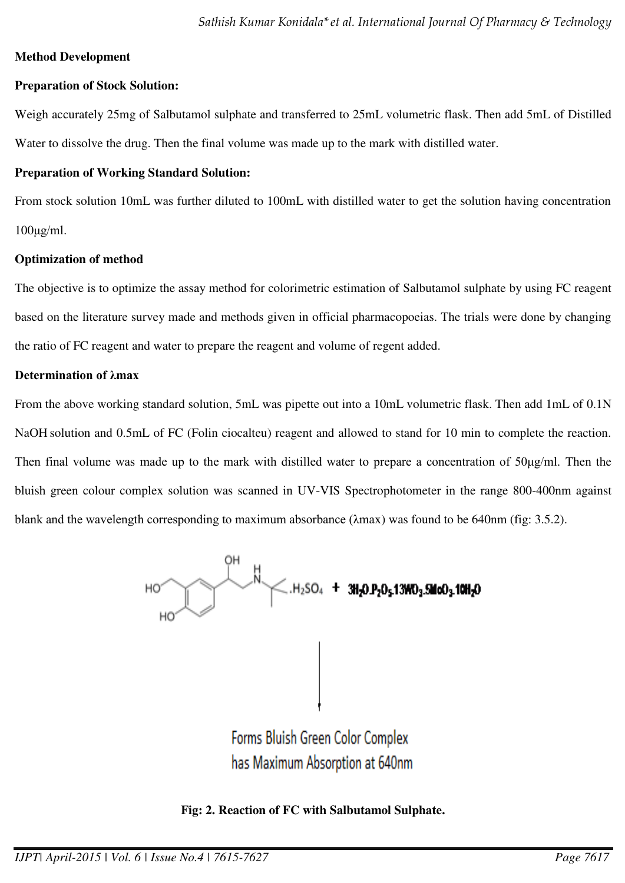**Method Development**

**Preparation of Stock Solution:**

Weigh accurately 25mg of Salbutamol sulphate and transferred to 25mL volumetric flask. Then add 5mL of Distilled Water to dissolve the drug. Then the final volume was made up to the mark with distilled water.

**Preparation of Working Standard Solution:**

From stock solution 10mL was further diluted to 100mL with distilled water to get the solution having concentration 100µg/ml.

**Optimization of method**

The objective is to optimize the assay method for colorimetric estimation of Salbutamol sulphate by using FC reagent based on the literature survey made and methods given in official pharmacopoeias. The trials were done by changing the ratio of FC reagent and water to prepare the reagent and volume of regent added.

**Determination of λmax**

From the above working standard solution, 5mL was pipette out into a 10mL volumetric flask. Then add 1mL of 0.1N NaOH solution and 0.5mL of FC (Folin ciocalteu) reagent and allowed to stand for 10 min to complete the reaction. Then final volume was made up to the mark with distilled water to prepare a concentration of 50µg/ml. Then the bluish green colour complex solution was scanned in UV-VIS Spectrophotometer in the range 800-400nm against blank and the wavelength corresponding to maximum absorbance (λmax) was found to be 640nm (fig: 3.5.2).

Salbutamol $.H_2SO_4$ + $3H_2O.P_2O_5.13WO_3.5MoO_3.10H_2O$

↓

Forms Bluish Green Color Complex has Maximum Absorption at 640nm

**Fig: 2. Reaction of FC with Salbutamol Sulphate.**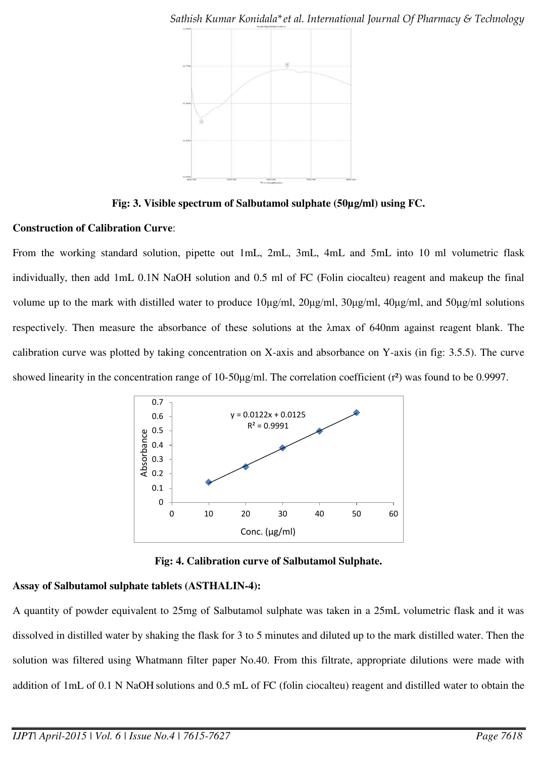Fig: 3. Visible spectrum of Salbutamol sulphate (50µg/ml) using FC.

**Construction of Calibration Curve**:

From the working standard solution, pipette out 1mL, 2mL, 3mL, 4mL and 5mL into 10 ml volumetric flask individually, then add 1mL 0.1N NaOH solution and 0.5 ml of FC (Folin ciocalteu) reagent and makeup the final volume up to the mark with distilled water to produce 10µg/ml, 20µg/ml, 30µg/ml, 40µg/ml, and 50µg/ml solutions respectively. Then measure the absorbance of these solutions at the λmax of 640nm against reagent blank. The calibration curve was plotted by taking concentration on X-axis and absorbance on Y-axis (in fig: 3.5.5). The curve showed linearity in the concentration range of 10-50µg/ml. The correlation coefficient ($r^2$) was found to be 0.9997.

**Fig: 4. Calibration curve of Salbutamol Sulphate.**

**Assay of Salbutamol sulphate tablets (ASTHALIN-4):**

A quantity of powder equivalent to 25mg of Salbutamol sulphate was taken in a 25mL volumetric flask and it was dissolved in distilled water by shaking the flask for 3 to 5 minutes and diluted up to the mark distilled water. Then the solution was filtered using Whatmann filter paper No.40. From this filtrate, appropriate dilutions were made with addition of 1mL of 0.1 N NaOH solutions and 0.5 mL of FC (folin ciocalteu) reagent and distilled water to obtain the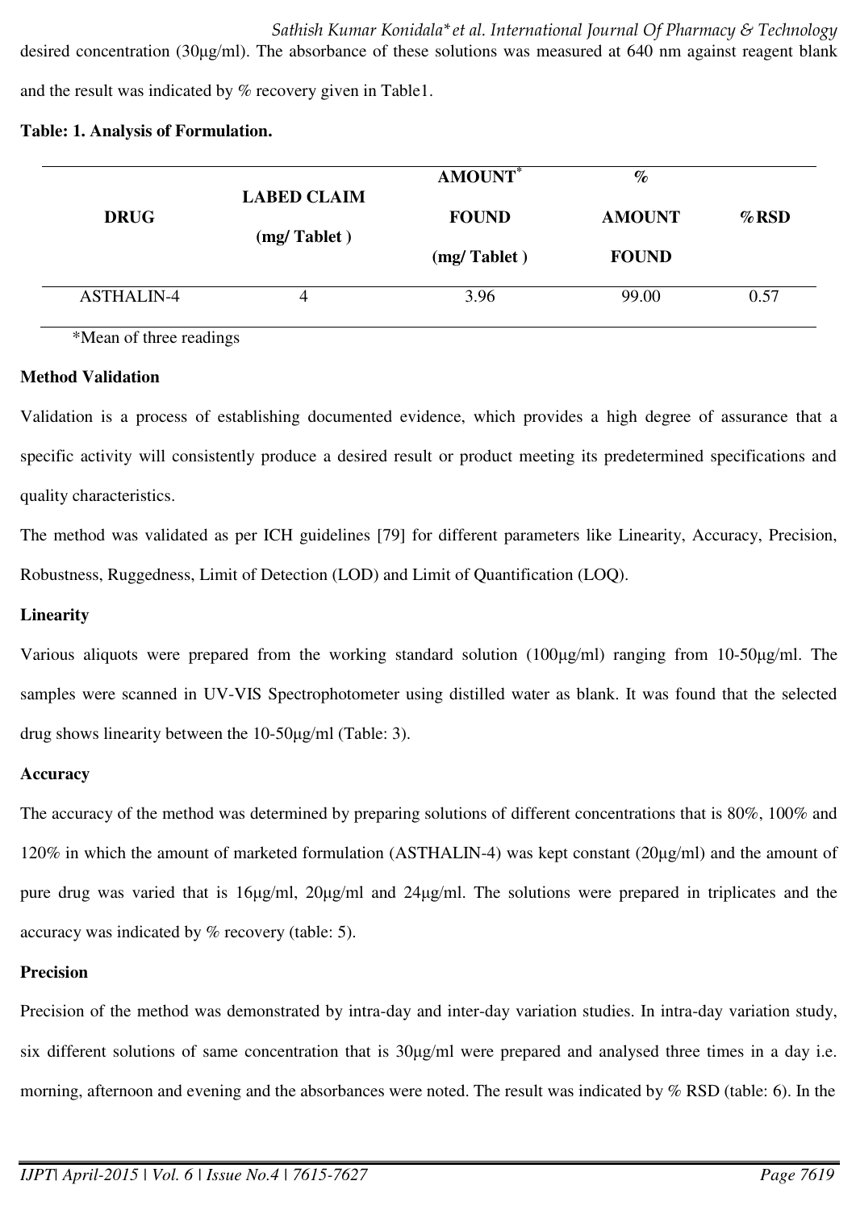desired concentration (30μg/ml). The absorbance of these solutions was measured at 640 nm against reagent blank and the result was indicated by % recovery given in Table1.

**Table: 1. Analysis of Formulation.**

| DRUG | LABED CLAIM (mg/ Tablet ) | AMOUNT* FOUND (mg/ Tablet ) | % AMOUNT FOUND | %RSD |
|---|---|---|---|---|
| ASTHALIN-4 | 4 | 3.96 | 99.00 | 0.57 |

*Mean of three readings

**Method Validation**

Validation is a process of establishing documented evidence, which provides a high degree of assurance that a specific activity will consistently produce a desired result or product meeting its predetermined specifications and quality characteristics.

The method was validated as per ICH guidelines [79] for different parameters like Linearity, Accuracy, Precision, Robustness, Ruggedness, Limit of Detection (LOD) and Limit of Quantification (LOQ).

**Linearity**

Various aliquots were prepared from the working standard solution (100μg/ml) ranging from 10-50μg/ml. The samples were scanned in UV-VIS Spectrophotometer using distilled water as blank. It was found that the selected drug shows linearity between the 10-50μg/ml (Table: 3).

**Accuracy**

The accuracy of the method was determined by preparing solutions of different concentrations that is 80%, 100% and 120% in which the amount of marketed formulation (ASTHALIN-4) was kept constant (20μg/ml) and the amount of pure drug was varied that is 16μg/ml, 20μg/ml and 24μg/ml. The solutions were prepared in triplicates and the accuracy was indicated by % recovery (table: 5).

**Precision**

Precision of the method was demonstrated by intra-day and inter-day variation studies. In intra-day variation study, six different solutions of same concentration that is 30μg/ml were prepared and analysed three times in a day i.e. morning, afternoon and evening and the absorbances were noted. The result was indicated by % RSD (table: 6). In the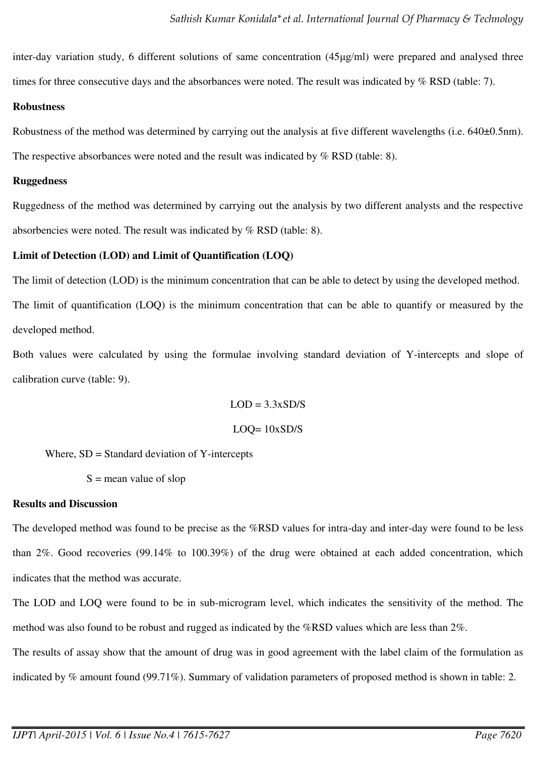inter-day variation study, 6 different solutions of same concentration (45µg/ml) were prepared and analysed three times for three consecutive days and the absorbances were noted. The result was indicated by % RSD (table: 7).

**Robustness**

Robustness of the method was determined by carrying out the analysis at five different wavelengths (i.e. 640±0.5nm). The respective absorbances were noted and the result was indicated by % RSD (table: 8).

**Ruggedness**

Ruggedness of the method was determined by carrying out the analysis by two different analysts and the respective absorbencies were noted. The result was indicated by % RSD (table: 8).

**Limit of Detection (LOD) and Limit of Quantification (LOQ)**

The limit of detection (LOD) is the minimum concentration that can be able to detect by using the developed method.

The limit of quantification (LOQ) is the minimum concentration that can be able to quantify or measured by the developed method.

Both values were calculated by using the formulae involving standard deviation of Y-intercepts and slope of calibration curve (table: 9).

$$LOD = 3.3 \times SD/S$$

$$LOQ = 10 \times SD/S$$

Where, SD = Standard deviation of Y-intercepts

S = mean value of slop

**Results and Discussion**

The developed method was found to be precise as the %RSD values for intra-day and inter-day were found to be less than 2%. Good recoveries (99.14% to 100.39%) of the drug were obtained at each added concentration, which indicates that the method was accurate.

The LOD and LOQ were found to be in sub-microgram level, which indicates the sensitivity of the method. The method was also found to be robust and rugged as indicated by the %RSD values which are less than 2%.

The results of assay show that the amount of drug was in good agreement with the label claim of the formulation as indicated by % amount found (99.71%). Summary of validation parameters of proposed method is shown in table: 2.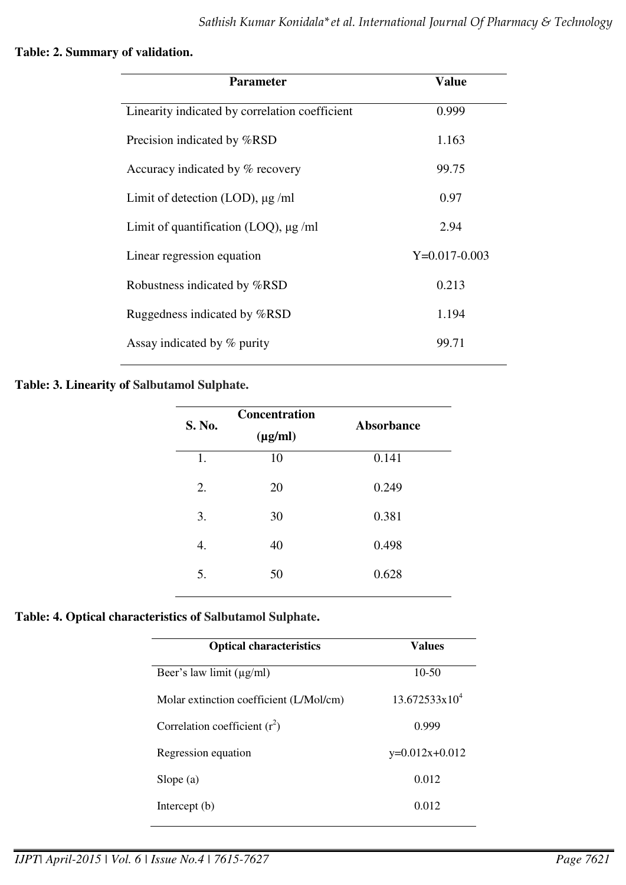**Table: 2. Summary of validation.**

| Parameter | Value |
|---|---|
| Linearity indicated by correlation coefficient | 0.999 |
| Precision indicated by %RSD | 1.163 |
| Accuracy indicated by % recovery | 99.75 |
| Limit of detection (LOD), μg /ml | 0.97 |
| Limit of quantification (LOQ), μg /ml | 2.94 |
| Linear regression equation | Y=0.017-0.003 |
| Robustness indicated by %RSD | 0.213 |
| Ruggedness indicated by %RSD | 1.194 |
| Assay indicated by % purity | 99.71 |

**Table: 3. Linearity of Salbutamol Sulphate.**

| S. No. | Concentration (μg/ml) | Absorbance |
|---|---|---|
| 1. | 10 | 0.141 |
| 2. | 20 | 0.249 |
| 3. | 30 | 0.381 |
| 4. | 40 | 0.498 |
| 5. | 50 | 0.628 |

**Table: 4. Optical characteristics of Salbutamol Sulphate.**

| Optical characteristics | Values |
|---|---|
| Beer's law limit (μg/ml) | 10-50 |
| Molar extinction coefficient (L/Mol/cm) | $13.672533 \times 10^4$ |
| Correlation coefficient ($r^2$) | 0.999 |
| Regression equation | y=0.012x+0.012 |
| Slope (a) | 0.012 |
| Intercept (b) | 0.012 |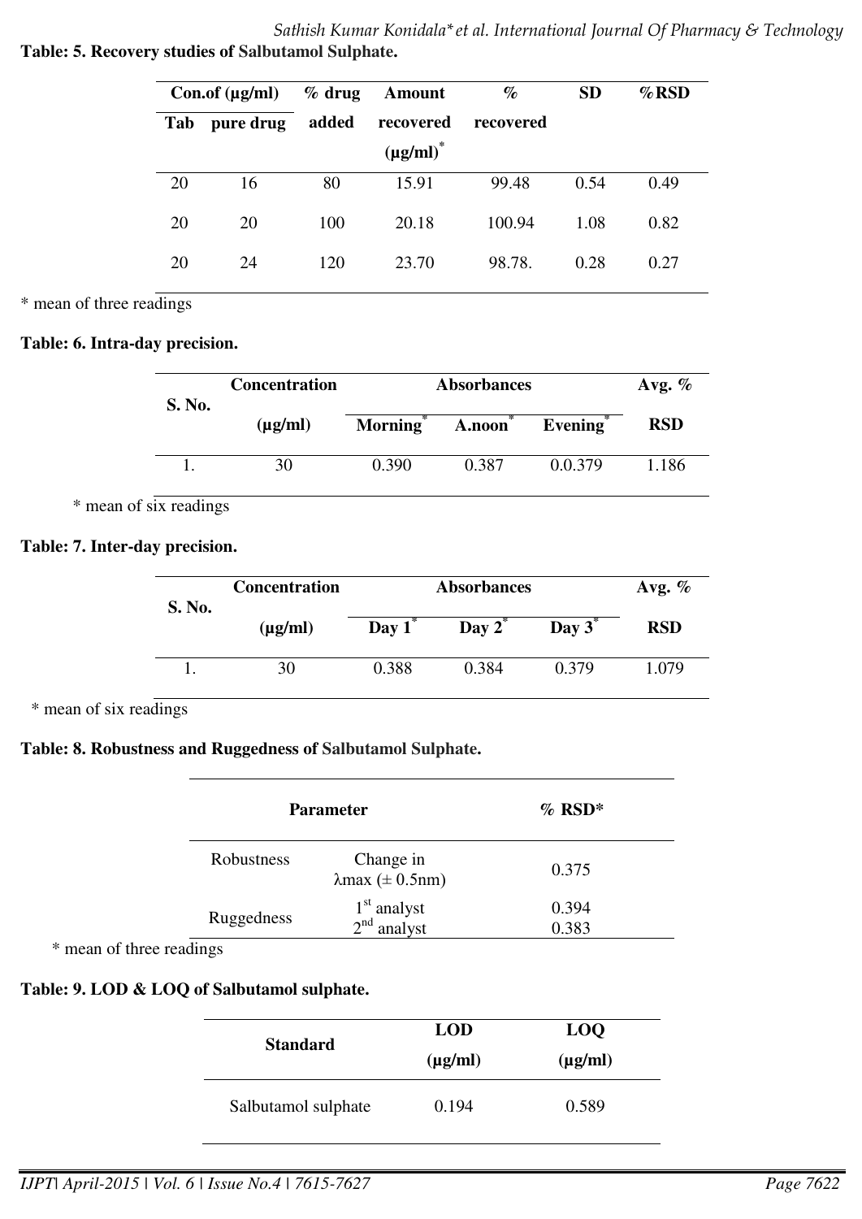**Table: 5. Recovery studies of Salbutamol Sulphate.**

| Con.of (µg/ml) | | % drug added | Amount recovered (µg/ml)* | % recovered | SD | %RSD |
|---|---|---|---|---|---|---|
| Tab | pure drug | | | | | |
| 20 | 16 | 80 | 15.91 | 99.48 | 0.54 | 0.49 |
| 20 | 20 | 100 | 20.18 | 100.94 | 1.08 | 0.82 |
| 20 | 24 | 120 | 23.70 | 98.78. | 0.28 | 0.27 |

* mean of three readings

**Table: 6. Intra-day precision.**

| S. No. | Concentration (µg/ml) | Absorbances | | | Avg. % RSD |
|---|---|---|---|---|---|
| | | Morning* | A.noon* | Evening* | |
| 1. | 30 | 0.390 | 0.387 | 0.0.379 | 1.186 |

* mean of six readings

**Table: 7. Inter-day precision.**

| S. No. | Concentration (µg/ml) | Absorbances | | | Avg. % RSD |
|---|---|---|---|---|---|
| | | Day 1* | Day 2* | Day 3* | |
| 1. | 30 | 0.388 | 0.384 | 0.379 | 1.079 |

* mean of six readings

**Table: 8. Robustness and Ruggedness of Salbutamol Sulphate.**

| Parameter | | % RSD* |
|---|---|---|
| Robustness | Change in λmax (± 0.5nm) | 0.375 |
| Ruggedness | 1st analyst | 0.394 |
| | 2nd analyst | 0.383 |

* mean of three readings

**Table: 9. LOD & LOQ of Salbutamol sulphate.**

| Standard | LOD (µg/ml) | LOQ (µg/ml) |
|---|---|---|
| Salbutamol sulphate | 0.194 | 0.589 |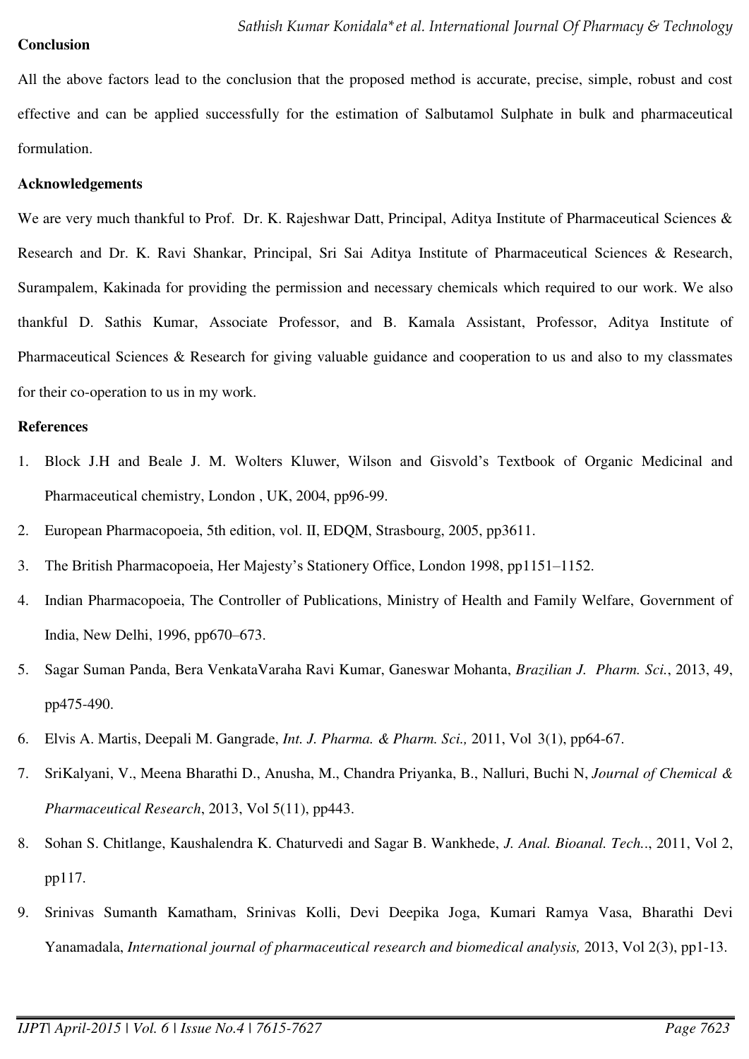**Conclusion**

All the above factors lead to the conclusion that the proposed method is accurate, precise, simple, robust and cost effective and can be applied successfully for the estimation of Salbutamol Sulphate in bulk and pharmaceutical formulation.

**Acknowledgements**

We are very much thankful to Prof. Dr. K. Rajeshwar Datt, Principal, Aditya Institute of Pharmaceutical Sciences & Research and Dr. K. Ravi Shankar, Principal, Sri Sai Aditya Institute of Pharmaceutical Sciences & Research, Surampalem, Kakinada for providing the permission and necessary chemicals which required to our work. We also thankful D. Sathis Kumar, Associate Professor, and B. Kamala Assistant, Professor, Aditya Institute of Pharmaceutical Sciences & Research for giving valuable guidance and cooperation to us and also to my classmates for their co-operation to us in my work.

**References**

1. Block J.H and Beale J. M. Wolters Kluwer, Wilson and Gisvold's Textbook of Organic Medicinal and Pharmaceutical chemistry, London , UK, 2004, pp96-99.
2. European Pharmacopoeia, 5th edition, vol. II, EDQM, Strasbourg, 2005, pp3611.
3. The British Pharmacopoeia, Her Majesty's Stationery Office, London 1998, pp1151–1152.
4. Indian Pharmacopoeia, The Controller of Publications, Ministry of Health and Family Welfare, Government of India, New Delhi, 1996, pp670–673.
5. Sagar Suman Panda, Bera VenkataVaraha Ravi Kumar, Ganeswar Mohanta, *Brazilian J. Pharm. Sci.*, 2013, 49, pp475-490.
6. Elvis A. Martis, Deepali M. Gangrade, *Int. J. Pharma. & Pharm. Sci.,* 2011, Vol 3(1), pp64-67.
7. SriKalyani, V., Meena Bharathi D., Anusha, M., Chandra Priyanka, B., Nalluri, Buchi N, *Journal of Chemical & Pharmaceutical Research*, 2013, Vol 5(11), pp443.
8. Sohan S. Chitlange, Kaushalendra K. Chaturvedi and Sagar B. Wankhede, *J. Anal. Bioanal. Tech..*, 2011, Vol 2, pp117.
9. Srinivas Sumanth Kamatham, Srinivas Kolli, Devi Deepika Joga, Kumari Ramya Vasa, Bharathi Devi Yanamadala, *International journal of pharmaceutical research and biomedical analysis,* 2013, Vol 2(3), pp1-13.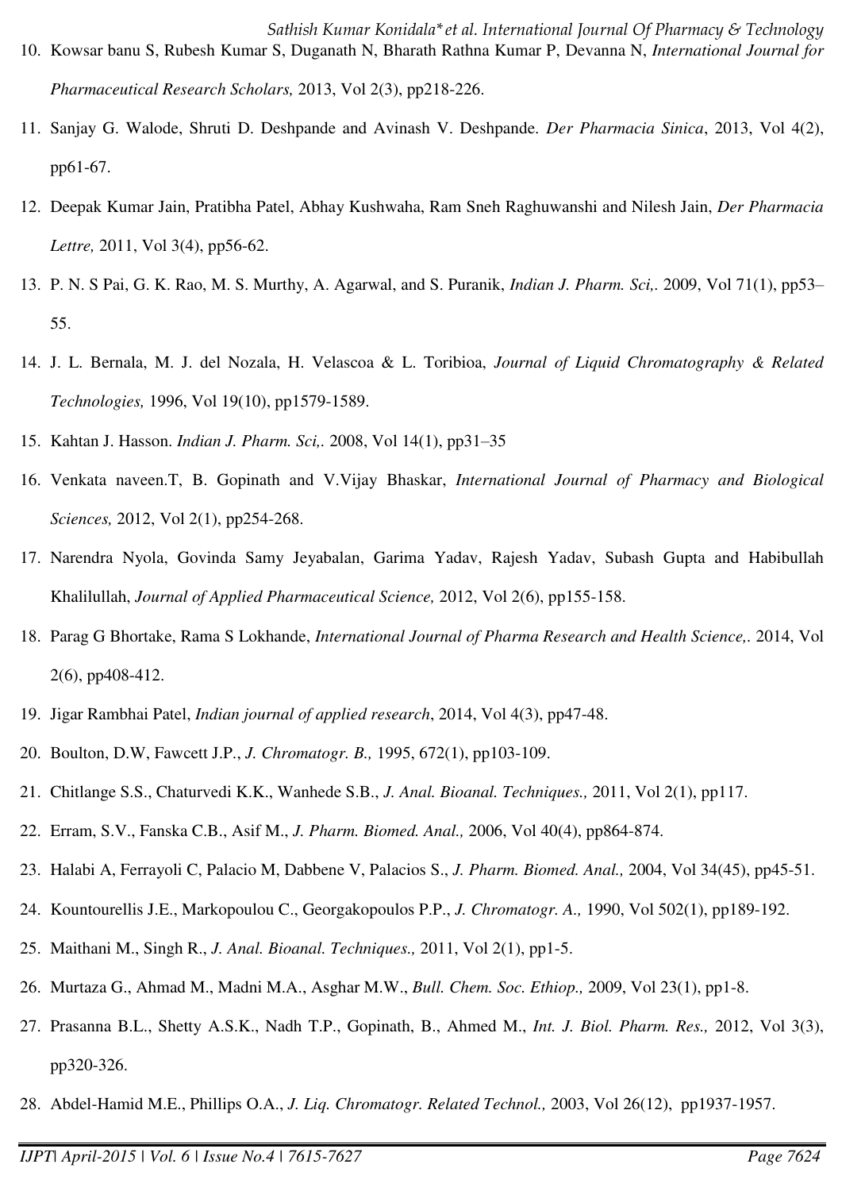10. Kowsar banu S, Rubesh Kumar S, Duganath N, Bharath Rathna Kumar P, Devanna N, *International Journal for Pharmaceutical Research Scholars,* 2013, Vol 2(3), pp218-226.
11. Sanjay G. Walode, Shruti D. Deshpande and Avinash V. Deshpande. *Der Pharmacia Sinica*, 2013, Vol 4(2), pp61-67.
12. Deepak Kumar Jain, Pratibha Patel, Abhay Kushwaha, Ram Sneh Raghuwanshi and Nilesh Jain, *Der Pharmacia Lettre,* 2011, Vol 3(4), pp56-62.
13. P. N. S Pai, G. K. Rao, M. S. Murthy, A. Agarwal, and S. Puranik, *Indian J. Pharm. Sci,.* 2009, Vol 71(1), pp53–55.
14. J. L. Bernala, M. J. del Nozala, H. Velascoa & L. Toribioa, *Journal of Liquid Chromatography & Related Technologies,* 1996, Vol 19(10), pp1579-1589.
15. Kahtan J. Hasson. *Indian J. Pharm. Sci,.* 2008, Vol 14(1), pp31–35
16. Venkata naveen.T, B. Gopinath and V.Vijay Bhaskar, *International Journal of Pharmacy and Biological Sciences,* 2012, Vol 2(1), pp254-268.
17. Narendra Nyola, Govinda Samy Jeyabalan, Garima Yadav, Rajesh Yadav, Subash Gupta and Habibullah Khalilullah, *Journal of Applied Pharmaceutical Science,* 2012, Vol 2(6), pp155-158.
18. Parag G Bhortake, Rama S Lokhande, *International Journal of Pharma Research and Health Science,.* 2014, Vol 2(6), pp408-412.
19. Jigar Rambhai Patel, *Indian journal of applied research*, 2014, Vol 4(3), pp47-48.
20. Boulton, D.W, Fawcett J.P., *J. Chromatogr. B.,* 1995, 672(1), pp103-109.
21. Chitlange S.S., Chaturvedi K.K., Wanhede S.B., *J. Anal. Bioanal. Techniques.,* 2011, Vol 2(1), pp117.
22. Erram, S.V., Fanska C.B., Asif M., *J. Pharm. Biomed. Anal.,* 2006, Vol 40(4), pp864-874.
23. Halabi A, Ferrayoli C, Palacio M, Dabbene V, Palacios S., *J. Pharm. Biomed. Anal.,* 2004, Vol 34(45), pp45-51.
24. Kountourellis J.E., Markopoulou C., Georgakopoulos P.P., *J. Chromatogr. A.,* 1990, Vol 502(1), pp189-192.
25. Maithani M., Singh R., *J. Anal. Bioanal. Techniques.,* 2011, Vol 2(1), pp1-5.
26. Murtaza G., Ahmad M., Madni M.A., Asghar M.W., *Bull. Chem. Soc. Ethiop.,* 2009, Vol 23(1), pp1-8.
27. Prasanna B.L., Shetty A.S.K., Nadh T.P., Gopinath, B., Ahmed M., *Int. J. Biol. Pharm. Res.,* 2012, Vol 3(3), pp320-326.
28. Abdel-Hamid M.E., Phillips O.A., *J. Liq. Chromatogr. Related Technol.,* 2003, Vol 26(12), pp1937-1957.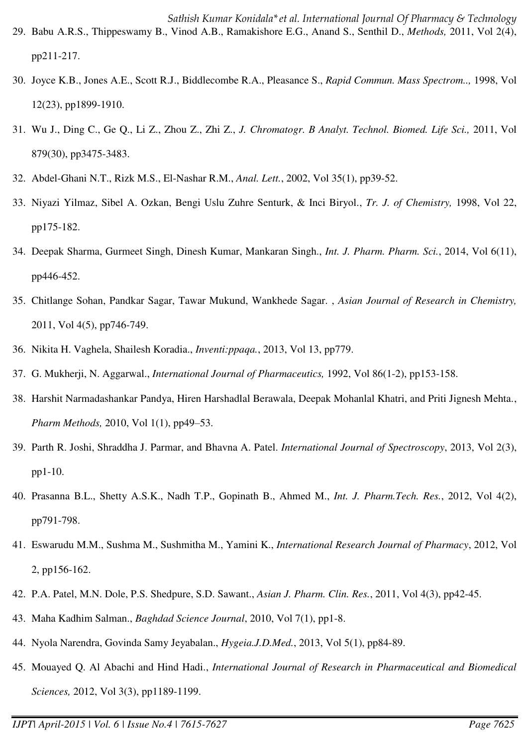29. Babu A.R.S., Thippeswamy B., Vinod A.B., Ramakishore E.G., Anand S., Senthil D., *Methods,* 2011, Vol 2(4), pp211-217.
30. Joyce K.B., Jones A.E., Scott R.J., Biddlecombe R.A., Pleasance S., *Rapid Commun. Mass Spectrom..,* 1998, Vol 12(23), pp1899-1910.
31. Wu J., Ding C., Ge Q., Li Z., Zhou Z., Zhi Z., *J. Chromatogr. B Analyt. Technol. Biomed. Life Sci.,* 2011, Vol 879(30), pp3475-3483.
32. Abdel-Ghani N.T., Rizk M.S., El-Nashar R.M., *Anal. Lett.*, 2002, Vol 35(1), pp39-52.
33. Niyazi Yilmaz, Sibel A. Ozkan, Bengi Uslu Zuhre Senturk, & Inci Biryol., *Tr. J. of Chemistry,* 1998, Vol 22, pp175-182.
34. Deepak Sharma, Gurmeet Singh, Dinesh Kumar, Mankaran Singh., *Int. J. Pharm. Pharm. Sci.*, 2014, Vol 6(11), pp446-452.
35. Chitlange Sohan, Pandkar Sagar, Tawar Mukund, Wankhede Sagar. , *Asian Journal of Research in Chemistry,* 2011, Vol 4(5), pp746-749.
36. Nikita H. Vaghela, Shailesh Koradia., *Inventi:ppaqa.*, 2013, Vol 13, pp779.
37. G. Mukherji, N. Aggarwal., *International Journal of Pharmaceutics,* 1992, Vol 86(1-2), pp153-158.
38. Harshit Narmadashankar Pandya, Hiren Harshadlal Berawala, Deepak Mohanlal Khatri, and Priti Jignesh Mehta., *Pharm Methods,* 2010, Vol 1(1), pp49–53.
39. Parth R. Joshi, Shraddha J. Parmar, and Bhavna A. Patel. *International Journal of Spectroscopy*, 2013, Vol 2(3), pp1-10.
40. Prasanna B.L., Shetty A.S.K., Nadh T.P., Gopinath B., Ahmed M., *Int. J. Pharm.Tech. Res.*, 2012, Vol 4(2), pp791-798.
41. Eswarudu M.M., Sushma M., Sushmitha M., Yamini K., *International Research Journal of Pharmacy*, 2012, Vol 2, pp156-162.
42. P.A. Patel, M.N. Dole, P.S. Shedpure, S.D. Sawant., *Asian J. Pharm. Clin. Res.*, 2011, Vol 4(3), pp42-45.
43. Maha Kadhim Salman., *Baghdad Science Journal*, 2010, Vol 7(1), pp1-8.
44. Nyola Narendra, Govinda Samy Jeyabalan., *Hygeia.J.D.Med.*, 2013, Vol 5(1), pp84-89.
45. Mouayed Q. Al Abachi and Hind Hadi., *International Journal of Research in Pharmaceutical and Biomedical Sciences,* 2012, Vol 3(3), pp1189-1199.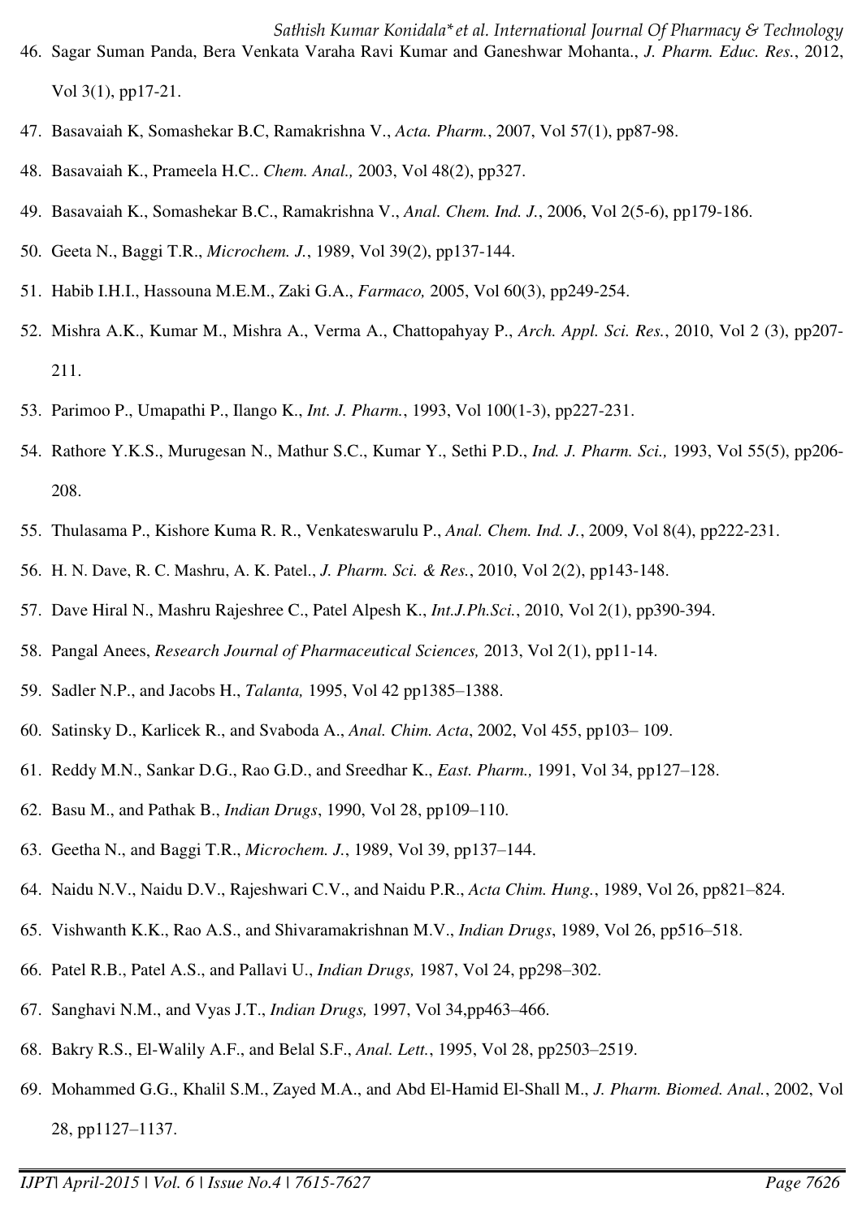46. Sagar Suman Panda, Bera Venkata Varaha Ravi Kumar and Ganeshwar Mohanta., *J. Pharm. Educ. Res.*, 2012, Vol 3(1), pp17-21.
47. Basavaiah K, Somashekar B.C, Ramakrishna V., *Acta. Pharm.*, 2007, Vol 57(1), pp87-98.
48. Basavaiah K., Prameela H.C.. *Chem. Anal.,* 2003, Vol 48(2), pp327.
49. Basavaiah K., Somashekar B.C., Ramakrishna V., *Anal. Chem. Ind. J.*, 2006, Vol 2(5-6), pp179-186.
50. Geeta N., Baggi T.R., *Microchem. J.*, 1989, Vol 39(2), pp137-144.
51. Habib I.H.I., Hassouna M.E.M., Zaki G.A., *Farmaco,* 2005, Vol 60(3), pp249-254.
52. Mishra A.K., Kumar M., Mishra A., Verma A., Chattopahyay P., *Arch. Appl. Sci. Res.*, 2010, Vol 2 (3), pp207-211.
53. Parimoo P., Umapathi P., Ilango K., *Int. J. Pharm.*, 1993, Vol 100(1-3), pp227-231.
54. Rathore Y.K.S., Murugesan N., Mathur S.C., Kumar Y., Sethi P.D., *Ind. J. Pharm. Sci.,* 1993, Vol 55(5), pp206-208.
55. Thulasama P., Kishore Kuma R. R., Venkateswarulu P., *Anal. Chem. Ind. J.*, 2009, Vol 8(4), pp222-231.
56. H. N. Dave, R. C. Mashru, A. K. Patel., *J. Pharm. Sci. & Res.*, 2010, Vol 2(2), pp143-148.
57. Dave Hiral N., Mashru Rajeshree C., Patel Alpesh K., *Int.J.Ph.Sci.*, 2010, Vol 2(1), pp390-394.
58. Pangal Anees, *Research Journal of Pharmaceutical Sciences,* 2013, Vol 2(1), pp11-14.
59. Sadler N.P., and Jacobs H., *Talanta,* 1995, Vol 42 pp1385–1388.
60. Satinsky D., Karlicek R., and Svaboda A., *Anal. Chim. Acta*, 2002, Vol 455, pp103– 109.
61. Reddy M.N., Sankar D.G., Rao G.D., and Sreedhar K., *East. Pharm.,* 1991, Vol 34, pp127–128.
62. Basu M., and Pathak B., *Indian Drugs*, 1990, Vol 28, pp109–110.
63. Geetha N., and Baggi T.R., *Microchem. J.*, 1989, Vol 39, pp137–144.
64. Naidu N.V., Naidu D.V., Rajeshwari C.V., and Naidu P.R., *Acta Chim. Hung.*, 1989, Vol 26, pp821–824.
65. Vishwanth K.K., Rao A.S., and Shivaramakrishnan M.V., *Indian Drugs*, 1989, Vol 26, pp516–518.
66. Patel R.B., Patel A.S., and Pallavi U., *Indian Drugs,* 1987, Vol 24, pp298–302.
67. Sanghavi N.M., and Vyas J.T., *Indian Drugs,* 1997, Vol 34,pp463–466.
68. Bakry R.S., El-Walily A.F., and Belal S.F., *Anal. Lett.*, 1995, Vol 28, pp2503–2519.
69. Mohammed G.G., Khalil S.M., Zayed M.A., and Abd El-Hamid El-Shall M., *J. Pharm. Biomed. Anal.*, 2002, Vol 28, pp1127–1137.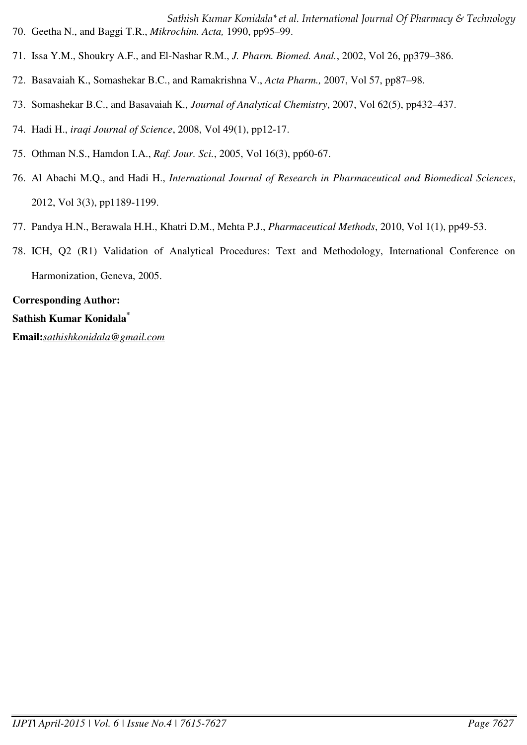70. Geetha N., and Baggi T.R., *Mikrochim. Acta,* 1990, pp95–99.
71. Issa Y.M., Shoukry A.F., and El-Nashar R.M., *J. Pharm. Biomed. Anal.*, 2002, Vol 26, pp379–386.
72. Basavaiah K., Somashekar B.C., and Ramakrishna V., *Acta Pharm.,* 2007, Vol 57, pp87–98.
73. Somashekar B.C., and Basavaiah K., *Journal of Analytical Chemistry*, 2007, Vol 62(5), pp432–437.
74. Hadi H., *iraqi Journal of Science*, 2008, Vol 49(1), pp12-17.
75. Othman N.S., Hamdon I.A., *Raf. Jour. Sci.*, 2005, Vol 16(3), pp60-67.
76. Al Abachi M.Q., and Hadi H., *International Journal of Research in Pharmaceutical and Biomedical Sciences*, 2012, Vol 3(3), pp1189-1199.
77. Pandya H.N., Berawala H.H., Khatri D.M., Mehta P.J., *Pharmaceutical Methods*, 2010, Vol 1(1), pp49-53.
78. ICH, Q2 (R1) Validation of Analytical Procedures: Text and Methodology, International Conference on Harmonization, Geneva, 2005.

**Corresponding Author:**

**Sathish Kumar Konidala***

**Email:**sathishkonidala@gmail.com